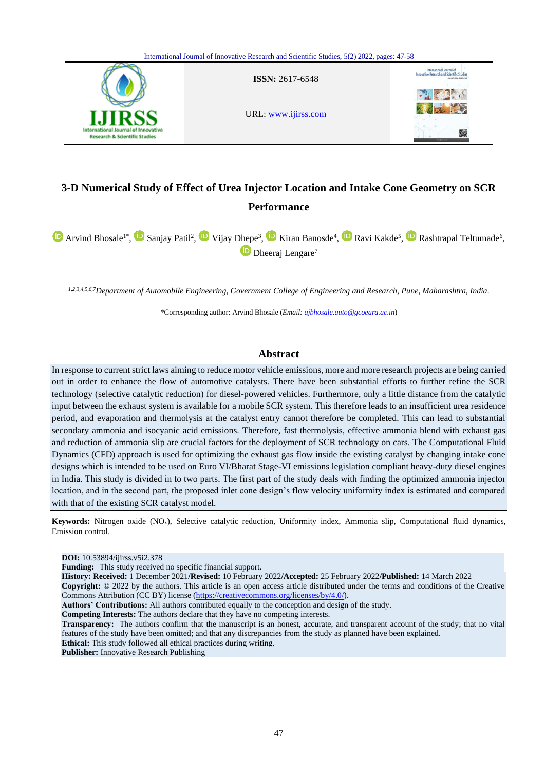ISSN: 2617-6548

URL: www.ijirss.com

# 3-D Numerical Study of Effect of Urea Injector Location and Intake Cone Geometry on SCR Performance

Arvind Bhosale[1*], Sanjay Patil[2], Vijay Dhepe[3], Kiran Banosde[4], Ravi Kakde[5], Rashtrapal Teltumade[6], Dheeraj Lengare[7]

[1,2,3,4,5,6,7]*Department of Automobile Engineering, Government College of Engineering and Research, Pune, Maharashtra, India.*

*Corresponding author: Arvind Bhosale (*Email: ajbhosale.auto@gcoeara.ac.in*)

## Abstract

In response to current strict laws aiming to reduce motor vehicle emissions, more and more research projects are being carried out in order to enhance the flow of automotive catalysts. There have been substantial efforts to further refine the SCR technology (selective catalytic reduction) for diesel-powered vehicles. Furthermore, only a little distance from the catalytic input between the exhaust system is available for a mobile SCR system. This therefore leads to an insufficient urea residence period, and evaporation and thermolysis at the catalyst entry cannot therefore be completed. This can lead to substantial secondary ammonia and isocyanic acid emissions. Therefore, fast thermolysis, effective ammonia blend with exhaust gas and reduction of ammonia slip are crucial factors for the deployment of SCR technology on cars. The Computational Fluid Dynamics (CFD) approach is used for optimizing the exhaust gas flow inside the existing catalyst by changing intake cone designs which is intended to be used on Euro VI/Bharat Stage-VI emissions legislation compliant heavy-duty diesel engines in India. This study is divided in to two parts. The first part of the study deals with finding the optimized ammonia injector location, and in the second part, the proposed inlet cone design's flow velocity uniformity index is estimated and compared with that of the existing SCR catalyst model.

**Keywords:** Nitrogen oxide ($NO_x$), Selective catalytic reduction, Uniformity index, Ammonia slip, Computational fluid dynamics, Emission control.

**DOI:** 10.53894/ijirss.v5i2.378
**Funding:** This study received no specific financial support.
**History: Received:** 1 December 2021/**Revised:** 10 February 2022/**Accepted:** 25 February 2022/**Published:** 14 March 2022
**Copyright:** © 2022 by the authors. This article is an open access article distributed under the terms and conditions of the Creative Commons Attribution (CC BY) license (https://creativecommons.org/licenses/by/4.0/).
**Authors' Contributions:** All authors contributed equally to the conception and design of the study.
**Competing Interests:** The authors declare that they have no competing interests.
**Transparency:** The authors confirm that the manuscript is an honest, accurate, and transparent account of the study; that no vital features of the study have been omitted; and that any discrepancies from the study as planned have been explained.
**Ethical:** This study followed all ethical practices during writing.
**Publisher:** Innovative Research Publishing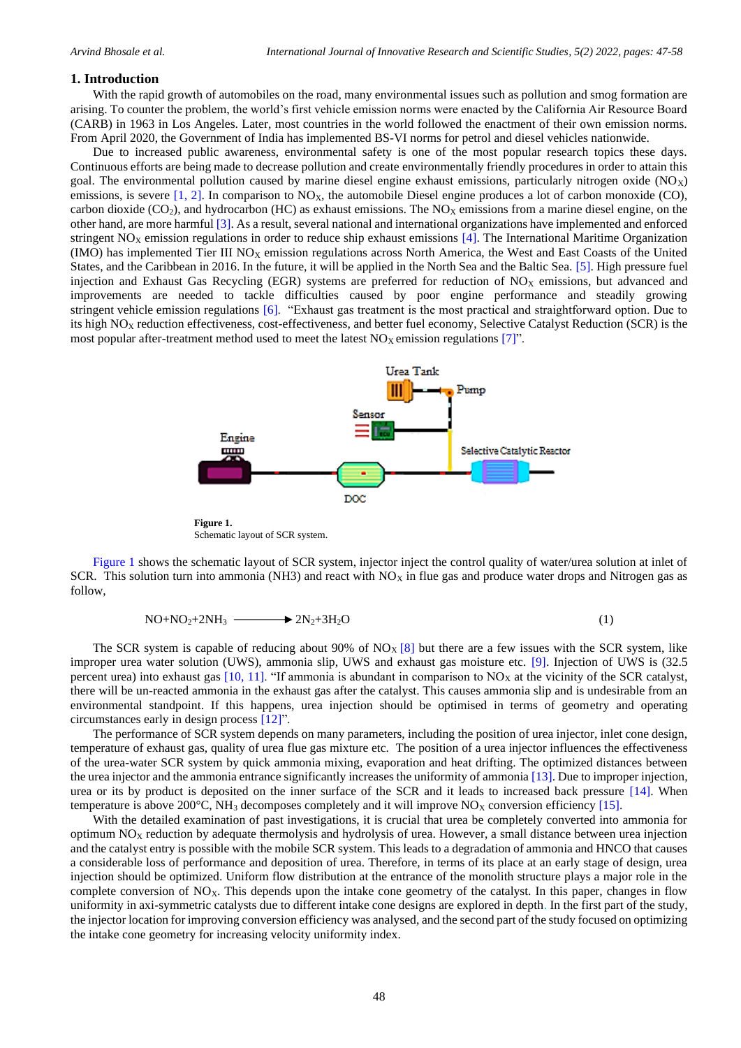## 1. Introduction

With the rapid growth of automobiles on the road, many environmental issues such as pollution and smog formation are arising. To counter the problem, the world's first vehicle emission norms were enacted by the California Air Resource Board (CARB) in 1963 in Los Angeles. Later, most countries in the world followed the enactment of their own emission norms. From April 2020, the Government of India has implemented BS-VI norms for petrol and diesel vehicles nationwide.

Due to increased public awareness, environmental safety is one of the most popular research topics these days. Continuous efforts are being made to decrease pollution and create environmentally friendly procedures in order to attain this goal. The environmental pollution caused by marine diesel engine exhaust emissions, particularly nitrogen oxide ($NO_X$) emissions, is severe [1, 2]. In comparison to $NO_X$, the automobile Diesel engine produces a lot of carbon monoxide (CO), carbon dioxide ($CO_2$), and hydrocarbon (HC) as exhaust emissions. The $NO_X$ emissions from a marine diesel engine, on the other hand, are more harmful [3]. As a result, several national and international organizations have implemented and enforced stringent $NO_X$ emission regulations in order to reduce ship exhaust emissions [4]. The International Maritime Organization (IMO) has implemented Tier III $NO_X$ emission regulations across North America, the West and East Coasts of the United States, and the Caribbean in 2016. In the future, it will be applied in the North Sea and the Baltic Sea. [5]. High pressure fuel injection and Exhaust Gas Recycling (EGR) systems are preferred for reduction of $NO_X$ emissions, but advanced and improvements are needed to tackle difficulties caused by poor engine performance and steadily growing stringent vehicle emission regulations [6]. "Exhaust gas treatment is the most practical and straightforward option. Due to its high $NO_X$ reduction effectiveness, cost-effectiveness, and better fuel economy, Selective Catalyst Reduction (SCR) is the most popular after-treatment method used to meet the latest $NO_X$ emission regulations [7]".

**Figure 1.**
Schematic layout of SCR system.

Figure 1 shows the schematic layout of SCR system, injector inject the control quality of water/urea solution at inlet of SCR. This solution turn into ammonia (NH3) and react with $NO_X$ in flue gas and produce water drops and Nitrogen gas as follow,

$$NO + NO_2 + 2NH_3 \longrightarrow 2N_2 + 3H_2O \quad (1)$$

The SCR system is capable of reducing about 90% of $NO_X$ [8] but there are a few issues with the SCR system, like improper urea water solution (UWS), ammonia slip, UWS and exhaust gas moisture etc. [9]. Injection of UWS is (32.5 percent urea) into exhaust gas [10, 11]. "If ammonia is abundant in comparison to $NO_X$ at the vicinity of the SCR catalyst, there will be un-reacted ammonia in the exhaust gas after the catalyst. This causes ammonia slip and is undesirable from an environmental standpoint. If this happens, urea injection should be optimised in terms of geometry and operating circumstances early in design process [12]".

The performance of SCR system depends on many parameters, including the position of urea injector, inlet cone design, temperature of exhaust gas, quality of urea flue gas mixture etc. The position of a urea injector influences the effectiveness of the urea-water SCR system by quick ammonia mixing, evaporation and heat drifting. The optimized distances between the urea injector and the ammonia entrance significantly increases the uniformity of ammonia [13]. Due to improper injection, urea or its by product is deposited on the inner surface of the SCR and it leads to increased back pressure [14]. When temperature is above 200°C, $NH_3$ decomposes completely and it will improve $NO_X$ conversion efficiency [15].

With the detailed examination of past investigations, it is crucial that urea be completely converted into ammonia for optimum $NO_X$ reduction by adequate thermolysis and hydrolysis of urea. However, a small distance between urea injection and the catalyst entry is possible with the mobile SCR system. This leads to a degradation of ammonia and HNCO that causes a considerable loss of performance and deposition of urea. Therefore, in terms of its place at an early stage of design, urea injection should be optimized. Uniform flow distribution at the entrance of the monolith structure plays a major role in the complete conversion of $NO_X$. This depends upon the intake cone geometry of the catalyst. In this paper, changes in flow uniformity in axi-symmetric catalysts due to different intake cone designs are explored in depth. In the first part of the study, the injector location for improving conversion efficiency was analysed, and the second part of the study focused on optimizing the intake cone geometry for increasing velocity uniformity index.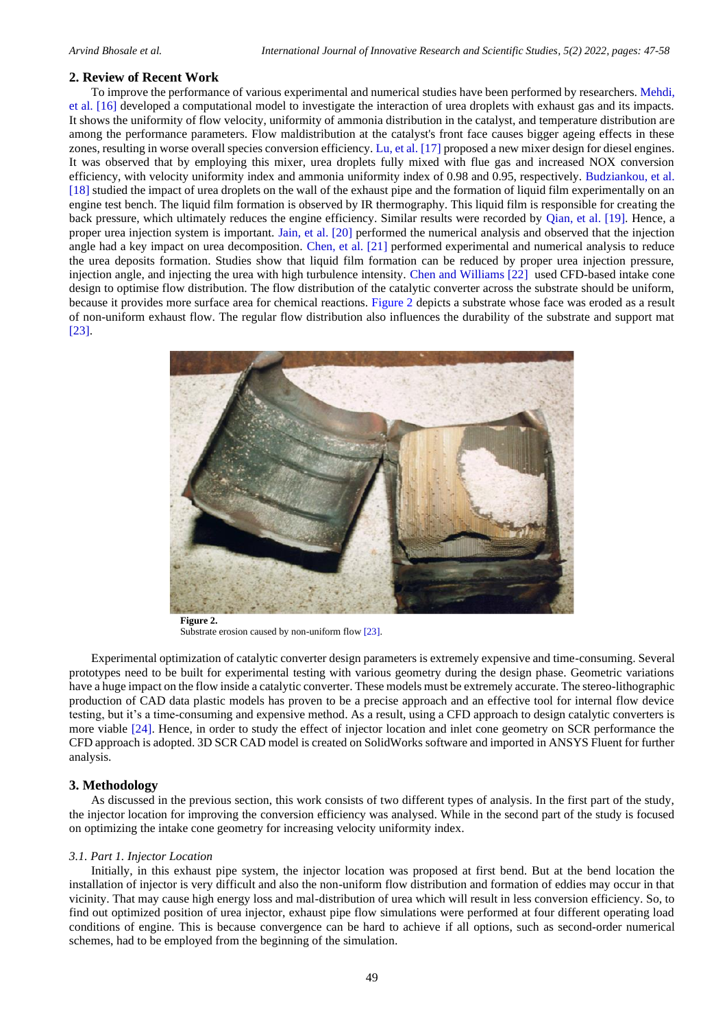## 2. Review of Recent Work

To improve the performance of various experimental and numerical studies have been performed by researchers. Mehdi, et al. [16] developed a computational model to investigate the interaction of urea droplets with exhaust gas and its impacts. It shows the uniformity of flow velocity, uniformity of ammonia distribution in the catalyst, and temperature distribution are among the performance parameters. Flow maldistribution at the catalyst's front face causes bigger ageing effects in these zones, resulting in worse overall species conversion efficiency. Lu, et al. [17] proposed a new mixer design for diesel engines. It was observed that by employing this mixer, urea droplets fully mixed with flue gas and increased NOX conversion efficiency, with velocity uniformity index and ammonia uniformity index of 0.98 and 0.95, respectively. Budziankou, et al. [18] studied the impact of urea droplets on the wall of the exhaust pipe and the formation of liquid film experimentally on an engine test bench. The liquid film formation is observed by IR thermography. This liquid film is responsible for creating the back pressure, which ultimately reduces the engine efficiency. Similar results were recorded by Qian, et al. [19]. Hence, a proper urea injection system is important. Jain, et al. [20] performed the numerical analysis and observed that the injection angle had a key impact on urea decomposition. Chen, et al. [21] performed experimental and numerical analysis to reduce the urea deposits formation. Studies show that liquid film formation can be reduced by proper urea injection pressure, injection angle, and injecting the urea with high turbulence intensity. Chen and Williams [22] used CFD-based intake cone design to optimise flow distribution. The flow distribution of the catalytic converter across the substrate should be uniform, because it provides more surface area for chemical reactions. Figure 2 depicts a substrate whose face was eroded as a result of non-uniform exhaust flow. The regular flow distribution also influences the durability of the substrate and support mat [23].

**Figure 2.**
Substrate erosion caused by non-uniform flow [23].

Experimental optimization of catalytic converter design parameters is extremely expensive and time-consuming. Several prototypes need to be built for experimental testing with various geometry during the design phase. Geometric variations have a huge impact on the flow inside a catalytic converter. These models must be extremely accurate. The stereo-lithographic production of CAD data plastic models has proven to be a precise approach and an effective tool for internal flow device testing, but it's a time-consuming and expensive method. As a result, using a CFD approach to design catalytic converters is more viable [24]. Hence, in order to study the effect of injector location and inlet cone geometry on SCR performance the CFD approach is adopted. 3D SCR CAD model is created on SolidWorks software and imported in ANSYS Fluent for further analysis.

## 3. Methodology

As discussed in the previous section, this work consists of two different types of analysis. In the first part of the study, the injector location for improving the conversion efficiency was analysed. While in the second part of the study is focused on optimizing the intake cone geometry for increasing velocity uniformity index.

### *3.1. Part 1. Injector Location*

Initially, in this exhaust pipe system, the injector location was proposed at first bend. But at the bend location the installation of injector is very difficult and also the non-uniform flow distribution and formation of eddies may occur in that vicinity. That may cause high energy loss and mal-distribution of urea which will result in less conversion efficiency. So, to find out optimized position of urea injector, exhaust pipe flow simulations were performed at four different operating load conditions of engine. This is because convergence can be hard to achieve if all options, such as second-order numerical schemes, had to be employed from the beginning of the simulation.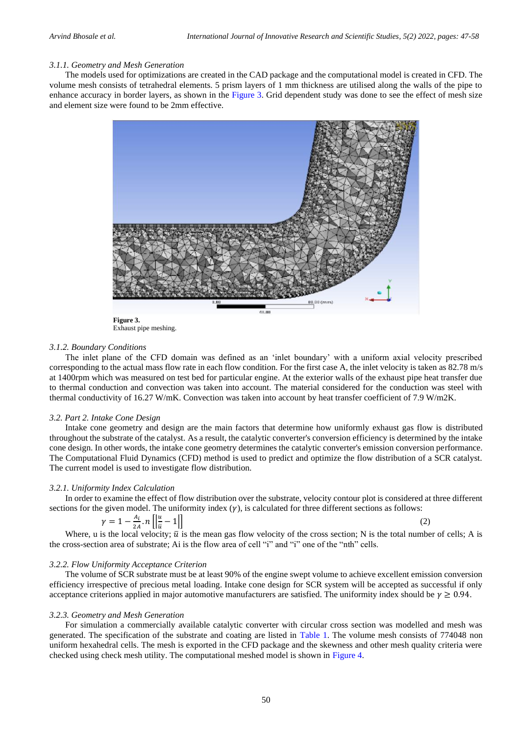### 3.1.1. Geometry and Mesh Generation

The models used for optimizations are created in the CAD package and the computational model is created in CFD. The volume mesh consists of tetrahedral elements. 5 prism layers of 1 mm thickness are utilised along the walls of the pipe to enhance accuracy in border layers, as shown in the Figure 3. Grid dependent study was done to see the effect of mesh size and element size were found to be 2mm effective.

**Figure 3.**
Exhaust pipe meshing.

### 3.1.2. Boundary Conditions

The inlet plane of the CFD domain was defined as an 'inlet boundary' with a uniform axial velocity prescribed corresponding to the actual mass flow rate in each flow condition. For the first case A, the inlet velocity is taken as 82.78 m/s at 1400rpm which was measured on test bed for particular engine. At the exterior walls of the exhaust pipe heat transfer due to thermal conduction and convection was taken into account. The material considered for the conduction was steel with thermal conductivity of 16.27 W/mK. Convection was taken into account by heat transfer coefficient of 7.9 W/m2K.

## 3.2. Part 2. Intake Cone Design

Intake cone geometry and design are the main factors that determine how uniformly exhaust gas flow is distributed throughout the substrate of the catalyst. As a result, the catalytic converter's conversion efficiency is determined by the intake cone design. In other words, the intake cone geometry determines the catalytic converter's emission conversion performance. The Computational Fluid Dynamics (CFD) method is used to predict and optimize the flow distribution of a SCR catalyst. The current model is used to investigate flow distribution.

### 3.2.1. Uniformity Index Calculation

In order to examine the effect of flow distribution over the substrate, velocity contour plot is considered at three different sections for the given model. The uniformity index ($\gamma$), is calculated for three different sections as follows:

$$\gamma = 1 - \frac{A_i}{2A} . n \left[ \left| \frac{u}{\bar{u}} - 1 \right| \right] \tag{2}$$

Where, u is the local velocity; $\bar{u}$ is the mean gas flow velocity of the cross section; N is the total number of cells; A is the cross-section area of substrate; Ai is the flow area of cell "i" and "i" one of the "nth" cells.

### 3.2.2. Flow Uniformity Acceptance Criterion

The volume of SCR substrate must be at least 90% of the engine swept volume to achieve excellent emission conversion efficiency irrespective of precious metal loading. Intake cone design for SCR system will be accepted as successful if only acceptance criterions applied in major automotive manufacturers are satisfied. The uniformity index should be $\gamma \geq 0.94$.

### 3.2.3. Geometry and Mesh Generation

For simulation a commercially available catalytic converter with circular cross section was modelled and mesh was generated. The specification of the substrate and coating are listed in Table 1. The volume mesh consists of 774048 non uniform hexahedral cells. The mesh is exported in the CFD package and the skewness and other mesh quality criteria were checked using check mesh utility. The computational meshed model is shown in Figure 4.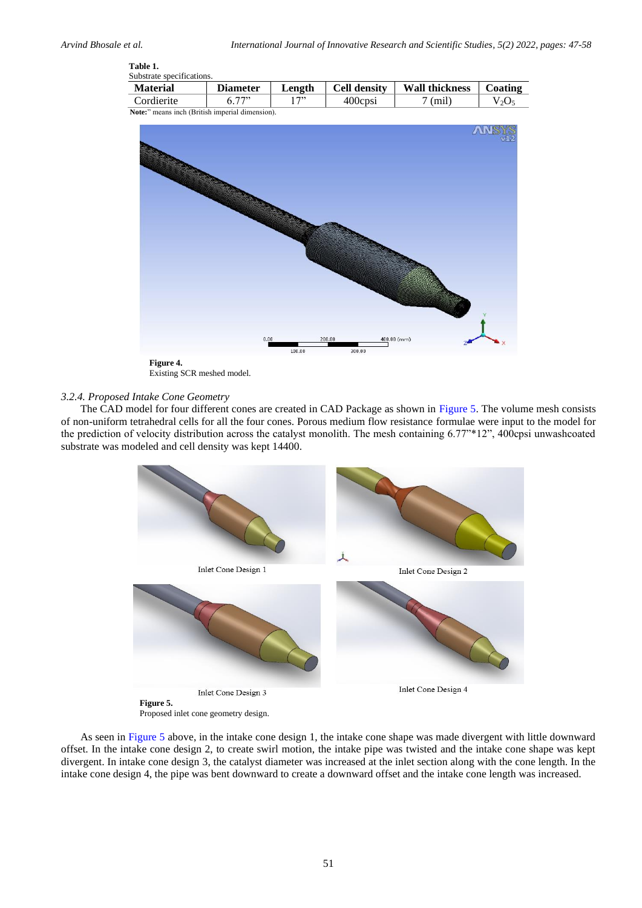**Table 1.**
Substrate specifications.

| Material | Diameter | Length | Cell density | Wall thickness | Coating |
|---|---|---|---|---|---|
| Cordierite | 6.77" | 17" | 400cpsi | 7 (mil) | $V_2O_5$ |

**Note:**" means inch (British imperial dimension).

**Figure 4.**
Existing SCR meshed model.

### 3.2.4. Proposed Intake Cone Geometry

The CAD model for four different cones are created in CAD Package as shown in Figure 5. The volume mesh consists of non-uniform tetrahedral cells for all the four cones. Porous medium flow resistance formulae were input to the model for the prediction of velocity distribution across the catalyst monolith. The mesh containing 6.77"*12", 400cpsi unwashcoated substrate was modeled and cell density was kept 14400.

Inlet Cone Design 1

Inlet Cone Design 2

Inlet Cone Design 3

Inlet Cone Design 4

**Figure 5.**
Proposed inlet cone geometry design.

As seen in Figure 5 above, in the intake cone design 1, the intake cone shape was made divergent with little downward offset. In the intake cone design 2, to create swirl motion, the intake pipe was twisted and the intake cone shape was kept divergent. In intake cone design 3, the catalyst diameter was increased at the inlet section along with the cone length. In the intake cone design 4, the pipe was bent downward to create a downward offset and the intake cone length was increased.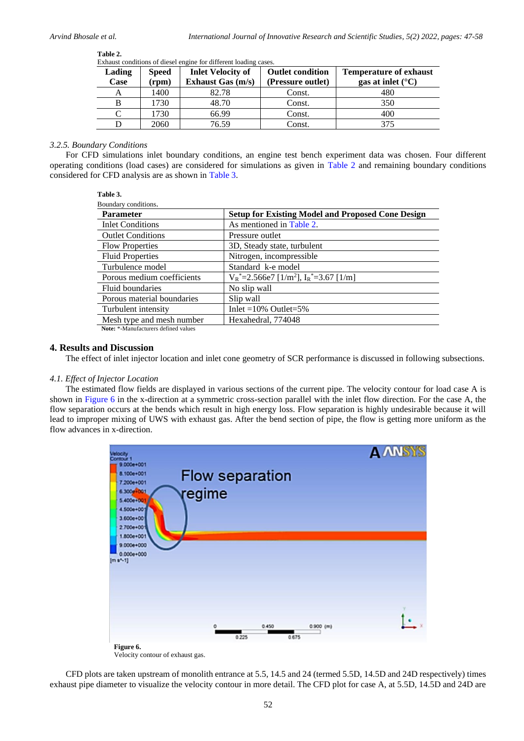**Table 2.**
Exhaust conditions of diesel engine for different loading cases.

| Lading Case | Speed (rpm) | Inlet Velocity of Exhaust Gas (m/s) | Outlet condition (Pressure outlet) | Temperature of exhaust gas at inlet (°C) |
|---|---|---|---|---|
| A | 1400 | 82.78 | Const. | 480 |
| B | 1730 | 48.70 | Const. | 350 |
| C | 1730 | 66.99 | Const. | 400 |
| D | 2060 | 76.59 | Const. | 375 |

### *3.2.5. Boundary Conditions*

For CFD simulations inlet boundary conditions, an engine test bench experiment data was chosen. Four different operating conditions (load cases) are considered for simulations as given in Table 2 and remaining boundary conditions considered for CFD analysis are as shown in Table 3.

**Table 3.**
Boundary conditions.

| Parameter | Setup for Existing Model and Proposed Cone Design |
|---|---|
| Inlet Conditions | As mentioned in Table 2. |
| Outlet Conditions | Pressure outlet |
| Flow Properties | 3D, Steady state, turbulent |
| Fluid Properties | Nitrogen, incompressible |
| Turbulence model | Standard k-e model |
| Porous medium coefficients | $V_R^*$=2.566e7 [1/m$^2$], $I_R^*$=3.67 [1/m] |
| Fluid boundaries | No slip wall |
| Porous material boundaries | Slip wall |
| Turbulent intensity | Inlet =10% Outlet=5% |
| Mesh type and mesh number | Hexahedral, 774048 |

**Note:** *-Manufacturers defined values

## 4. Results and Discussion

The effect of inlet injector location and inlet cone geometry of SCR performance is discussed in following subsections.

### *4.1. Effect of Injector Location*

The estimated flow fields are displayed in various sections of the current pipe. The velocity contour for load case A is shown in Figure 6 in the x-direction at a symmetric cross-section parallel with the inlet flow direction. For the case A, the flow separation occurs at the bends which result in high energy loss. Flow separation is highly undesirable because it will lead to improper mixing of UWS with exhaust gas. After the bend section of pipe, the flow is getting more uniform as the flow advances in x-direction.

**Figure 6.**
Velocity contour of exhaust gas.

CFD plots are taken upstream of monolith entrance at 5.5, 14.5 and 24 (termed 5.5D, 14.5D and 24D respectively) times exhaust pipe diameter to visualize the velocity contour in more detail. The CFD plot for case A, at 5.5D, 14.5D and 24D are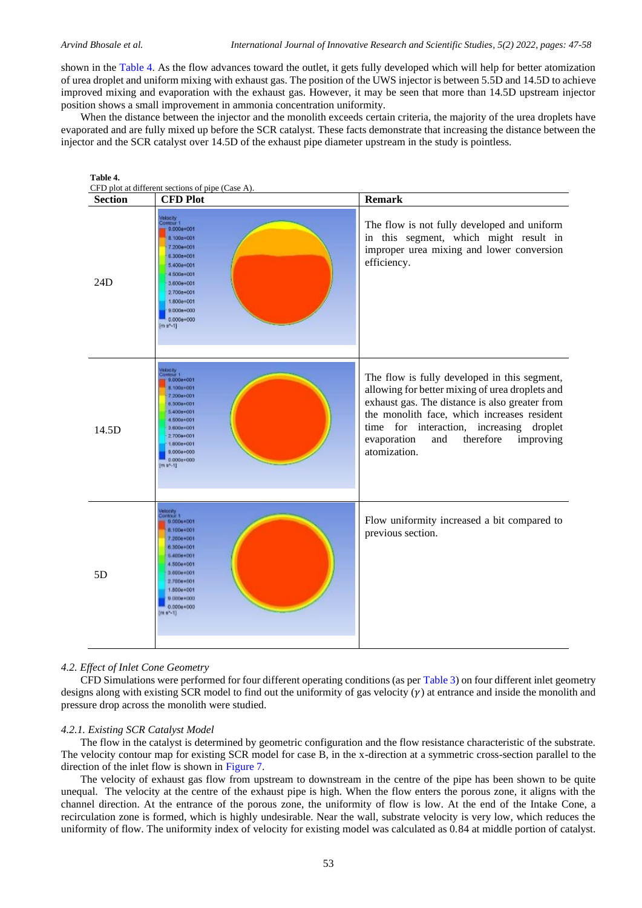shown in the Table 4. As the flow advances toward the outlet, it gets fully developed which will help for better atomization of urea droplet and uniform mixing with exhaust gas. The position of the UWS injector is between 5.5D and 14.5D to achieve improved mixing and evaporation with the exhaust gas. However, it may be seen that more than 14.5D upstream injector position shows a small improvement in ammonia concentration uniformity.

When the distance between the injector and the monolith exceeds certain criteria, the majority of the urea droplets have evaporated and are fully mixed up before the SCR catalyst. These facts demonstrate that increasing the distance between the injector and the SCR catalyst over 14.5D of the exhaust pipe diameter upstream in the study is pointless.

**Table 4.**
CFD plot at different sections of pipe (Case A).

| Section | CFD Plot | Remark |
|---|---|---|
| 24D | | The flow is not fully developed and uniform in this segment, which might result in improper urea mixing and lower conversion efficiency. |
| 14.5D | | The flow is fully developed in this segment, allowing for better mixing of urea droplets and exhaust gas. The distance is also greater from the monolith face, which increases resident time for interaction, increasing droplet evaporation and therefore improving atomization. |
| 5D | | Flow uniformity increased a bit compared to previous section. |

*4.2. Effect of Inlet Cone Geometry*

CFD Simulations were performed for four different operating conditions (as per Table 3) on four different inlet geometry designs along with existing SCR model to find out the uniformity of gas velocity ($\gamma$) at entrance and inside the monolith and pressure drop across the monolith were studied.

*4.2.1. Existing SCR Catalyst Model*

The flow in the catalyst is determined by geometric configuration and the flow resistance characteristic of the substrate. The velocity contour map for existing SCR model for case B, in the x-direction at a symmetric cross-section parallel to the direction of the inlet flow is shown in Figure 7.

The velocity of exhaust gas flow from upstream to downstream in the centre of the pipe has been shown to be quite unequal. The velocity at the centre of the exhaust pipe is high. When the flow enters the porous zone, it aligns with the channel direction. At the entrance of the porous zone, the uniformity of flow is low. At the end of the Intake Cone, a recirculation zone is formed, which is highly undesirable. Near the wall, substrate velocity is very low, which reduces the uniformity of flow. The uniformity index of velocity for existing model was calculated as 0.84 at middle portion of catalyst.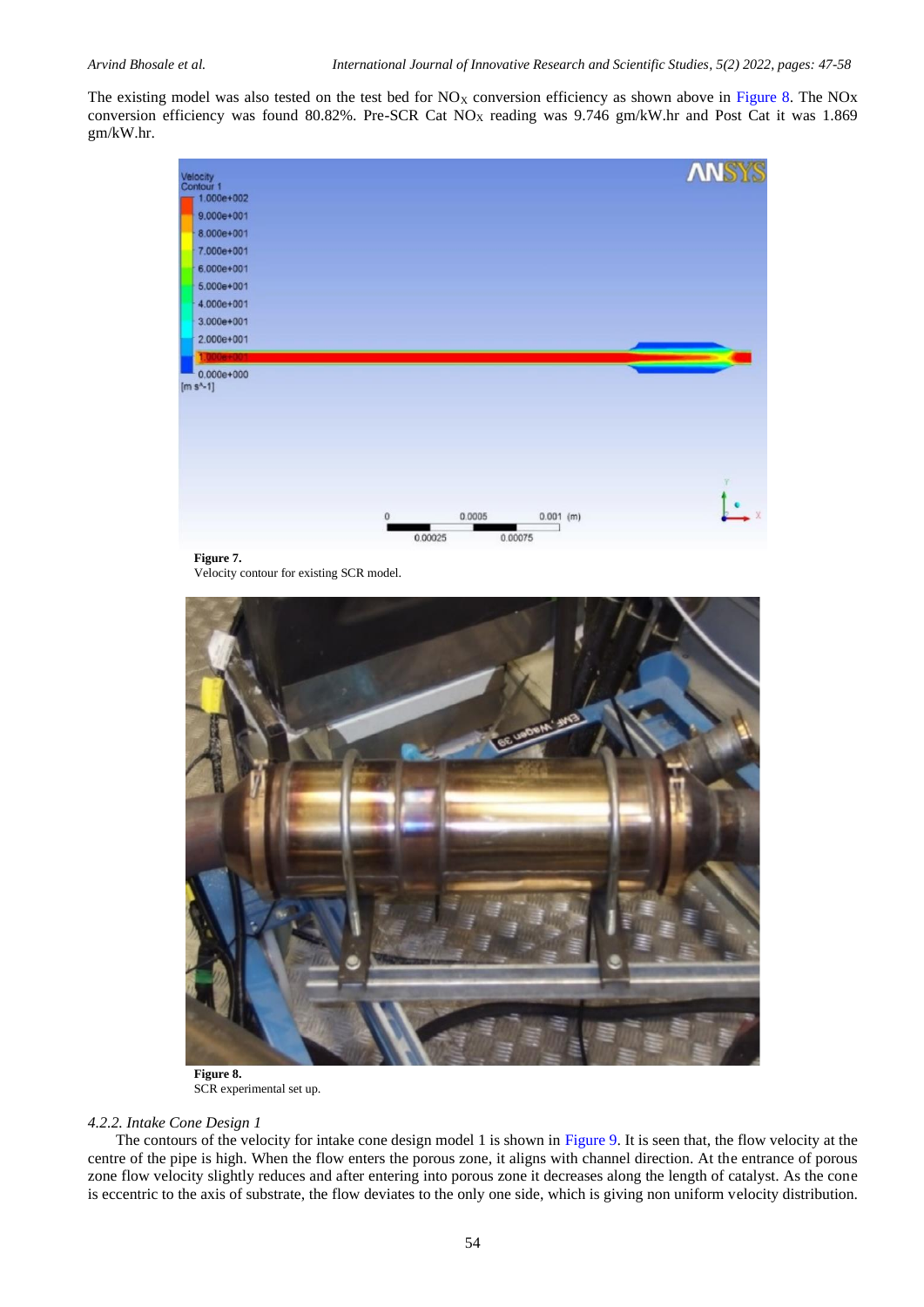The existing model was also tested on the test bed for $NO_X$ conversion efficiency as shown above in Figure 8. The NOx conversion efficiency was found 80.82%. Pre-SCR Cat $NO_X$ reading was 9.746 gm/kW.hr and Post Cat it was 1.869 gm/kW.hr.

**Figure 7.**
Velocity contour for existing SCR model.

**Figure 8.**
SCR experimental set up.

### *4.2.2. Intake Cone Design 1*

The contours of the velocity for intake cone design model 1 is shown in Figure 9. It is seen that, the flow velocity at the centre of the pipe is high. When the flow enters the porous zone, it aligns with channel direction. At the entrance of porous zone flow velocity slightly reduces and after entering into porous zone it decreases along the length of catalyst. As the cone is eccentric to the axis of substrate, the flow deviates to the only one side, which is giving non uniform velocity distribution.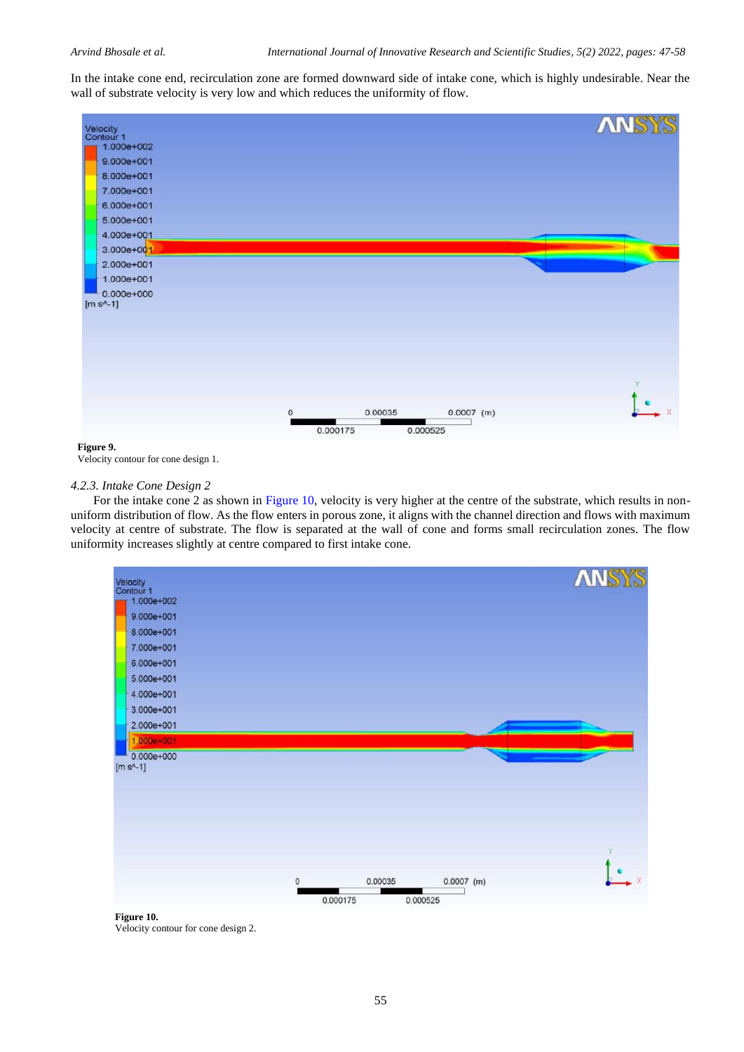In the intake cone end, recirculation zone are formed downward side of intake cone, which is highly undesirable. Near the wall of substrate velocity is very low and which reduces the uniformity of flow.

**Figure 9.**
Velocity contour for cone design 1.

### *4.2.3. Intake Cone Design 2*

For the intake cone 2 as shown in Figure 10, velocity is very higher at the centre of the substrate, which results in non-uniform distribution of flow. As the flow enters in porous zone, it aligns with the channel direction and flows with maximum velocity at centre of substrate. The flow is separated at the wall of cone and forms small recirculation zones. The flow uniformity increases slightly at centre compared to first intake cone.

**Figure 10.**
Velocity contour for cone design 2.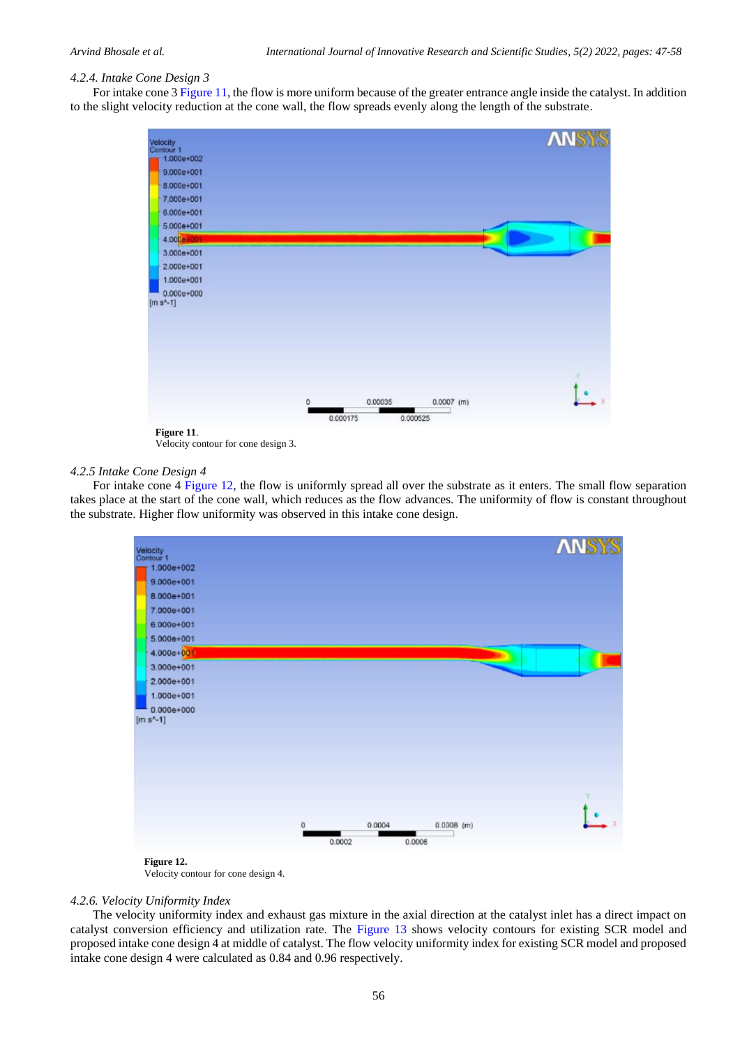### 4.2.4. Intake Cone Design 3

For intake cone 3 Figure 11, the flow is more uniform because of the greater entrance angle inside the catalyst. In addition to the slight velocity reduction at the cone wall, the flow spreads evenly along the length of the substrate.

**Figure 11**.
Velocity contour for cone design 3.

### 4.2.5 Intake Cone Design 4

For intake cone 4 Figure 12, the flow is uniformly spread all over the substrate as it enters. The small flow separation takes place at the start of the cone wall, which reduces as the flow advances. The uniformity of flow is constant throughout the substrate. Higher flow uniformity was observed in this intake cone design.

**Figure 12.**
Velocity contour for cone design 4.

### 4.2.6. Velocity Uniformity Index

The velocity uniformity index and exhaust gas mixture in the axial direction at the catalyst inlet has a direct impact on catalyst conversion efficiency and utilization rate. The Figure 13 shows velocity contours for existing SCR model and proposed intake cone design 4 at middle of catalyst. The flow velocity uniformity index for existing SCR model and proposed intake cone design 4 were calculated as 0.84 and 0.96 respectively.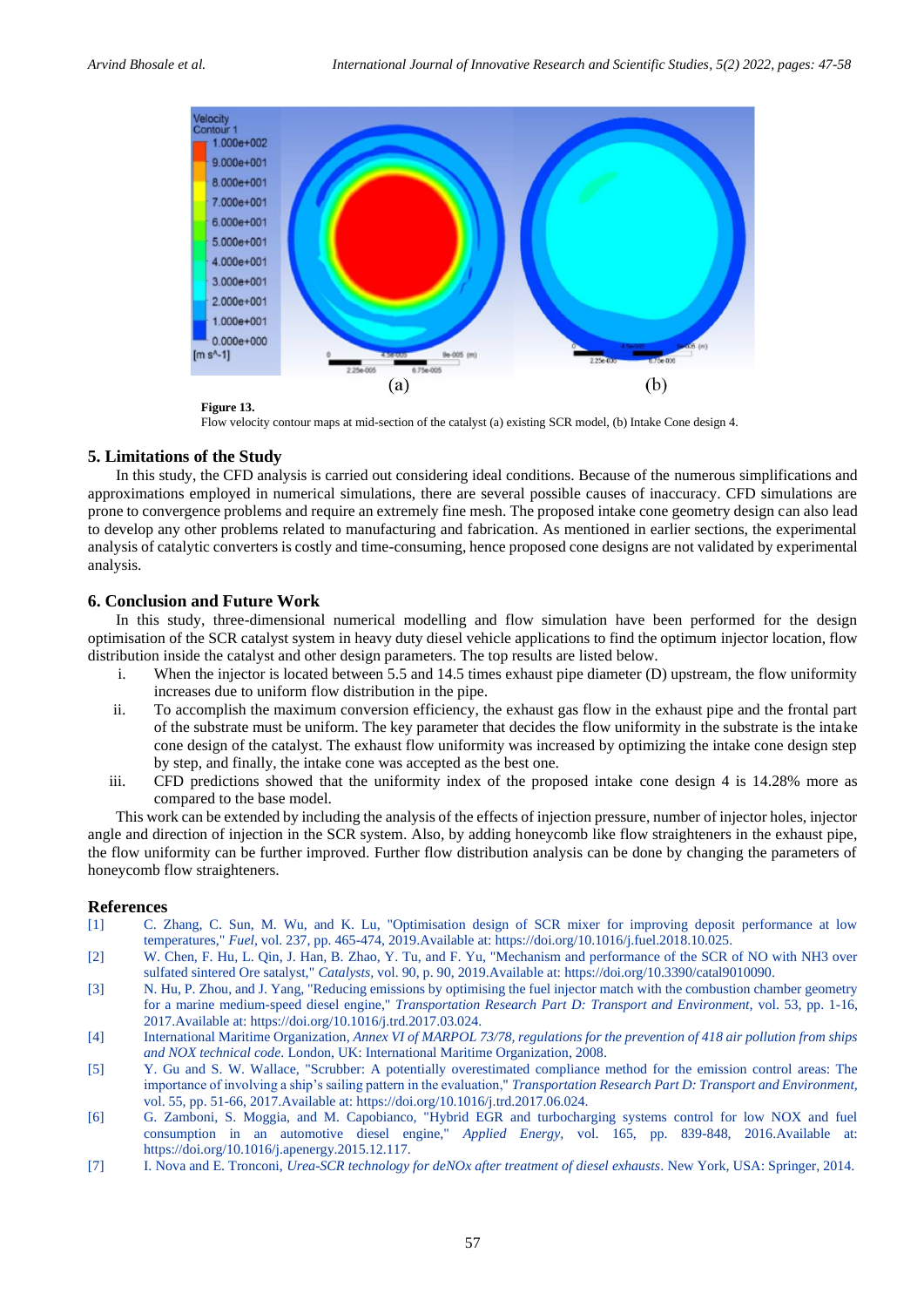**Figure 13.**
Flow velocity contour maps at mid-section of the catalyst (a) existing SCR model, (b) Intake Cone design 4.

## 5. Limitations of the Study

In this study, the CFD analysis is carried out considering ideal conditions. Because of the numerous simplifications and approximations employed in numerical simulations, there are several possible causes of inaccuracy. CFD simulations are prone to convergence problems and require an extremely fine mesh. The proposed intake cone geometry design can also lead to develop any other problems related to manufacturing and fabrication. As mentioned in earlier sections, the experimental analysis of catalytic converters is costly and time-consuming, hence proposed cone designs are not validated by experimental analysis.

## 6. Conclusion and Future Work

In this study, three-dimensional numerical modelling and flow simulation have been performed for the design optimisation of the SCR catalyst system in heavy duty diesel vehicle applications to find the optimum injector location, flow distribution inside the catalyst and other design parameters. The top results are listed below.

i. When the injector is located between 5.5 and 14.5 times exhaust pipe diameter (D) upstream, the flow uniformity increases due to uniform flow distribution in the pipe.

ii. To accomplish the maximum conversion efficiency, the exhaust gas flow in the exhaust pipe and the frontal part of the substrate must be uniform. The key parameter that decides the flow uniformity in the substrate is the intake cone design of the catalyst. The exhaust flow uniformity was increased by optimizing the intake cone design step by step, and finally, the intake cone was accepted as the best one.

iii. CFD predictions showed that the uniformity index of the proposed intake cone design 4 is 14.28% more as compared to the base model.

This work can be extended by including the analysis of the effects of injection pressure, number of injector holes, injector angle and direction of injection in the SCR system. Also, by adding honeycomb like flow straighteners in the exhaust pipe, the flow uniformity can be further improved. Further flow distribution analysis can be done by changing the parameters of honeycomb flow straighteners.

## References

[1] C. Zhang, C. Sun, M. Wu, and K. Lu, "Optimisation design of SCR mixer for improving deposit performance at low temperatures," *Fuel*, vol. 237, pp. 465-474, 2019.Available at: https://doi.org/10.1016/j.fuel.2018.10.025.

[2] W. Chen, F. Hu, L. Qin, J. Han, B. Zhao, Y. Tu, and F. Yu, "Mechanism and performance of the SCR of NO with NH3 over sulfated sintered Ore satalyst," *Catalysts*, vol. 90, p. 90, 2019.Available at: https://doi.org/10.3390/catal9010090.

[3] N. Hu, P. Zhou, and J. Yang, "Reducing emissions by optimising the fuel injector match with the combustion chamber geometry for a marine medium-speed diesel engine," *Transportation Research Part D: Transport and Environment*, vol. 53, pp. 1-16, 2017.Available at: https://doi.org/10.1016/j.trd.2017.03.024.

[4] International Maritime Organization, *Annex VI of MARPOL 73/78, regulations for the prevention of 418 air pollution from ships and NOX technical code*. London, UK: International Maritime Organization, 2008.

[5] Y. Gu and S. W. Wallace, "Scrubber: A potentially overestimated compliance method for the emission control areas: The importance of involving a ship's sailing pattern in the evaluation," *Transportation Research Part D: Transport and Environment*, vol. 55, pp. 51-66, 2017.Available at: https://doi.org/10.1016/j.trd.2017.06.024.

[6] G. Zamboni, S. Moggia, and M. Capobianco, "Hybrid EGR and turbocharging systems control for low NOX and fuel consumption in an automotive diesel engine," *Applied Energy*, vol. 165, pp. 839-848, 2016.Available at: https://doi.org/10.1016/j.apenergy.2015.12.117.

[7] I. Nova and E. Tronconi, *Urea-SCR technology for deNOx after treatment of diesel exhausts*. New York, USA: Springer, 2014.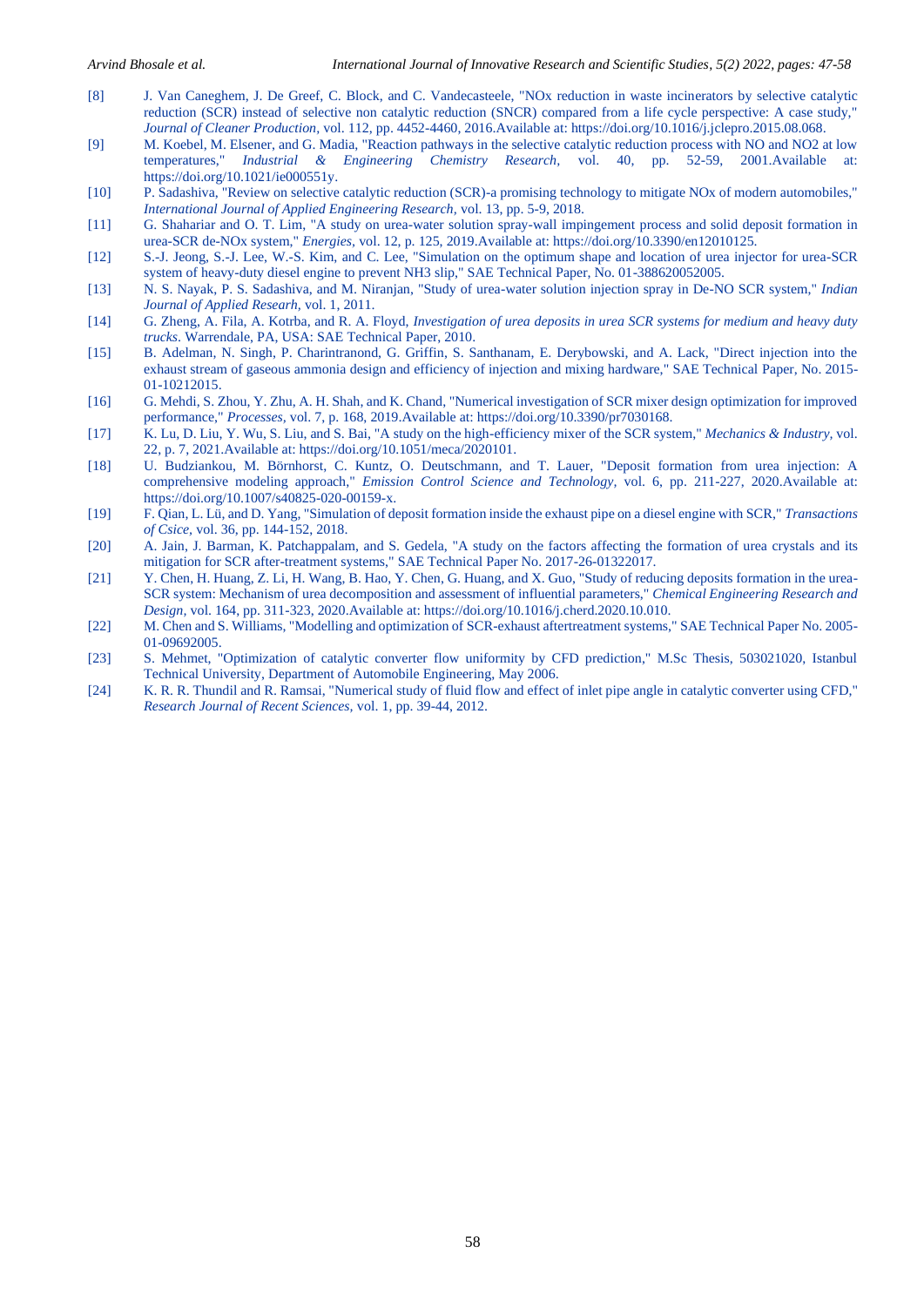[8] J. Van Caneghem, J. De Greef, C. Block, and C. Vandecasteele, "NOx reduction in waste incinerators by selective catalytic reduction (SCR) instead of selective non catalytic reduction (SNCR) compared from a life cycle perspective: A case study," *Journal of Cleaner Production*, vol. 112, pp. 4452-4460, 2016.Available at: https://doi.org/10.1016/j.jclepro.2015.08.068.

[9] M. Koebel, M. Elsener, and G. Madia, "Reaction pathways in the selective catalytic reduction process with NO and NO2 at low temperatures," *Industrial & Engineering Chemistry Research*, vol. 40, pp. 52-59, 2001.Available at: https://doi.org/10.1021/ie000551y.

[10] P. Sadashiva, "Review on selective catalytic reduction (SCR)-a promising technology to mitigate NOx of modern automobiles," *International Journal of Applied Engineering Research*, vol. 13, pp. 5-9, 2018.

[11] G. Shahariar and O. T. Lim, "A study on urea-water solution spray-wall impingement process and solid deposit formation in urea-SCR de-NOx system," *Energies*, vol. 12, p. 125, 2019.Available at: https://doi.org/10.3390/en12010125.

[12] S.-J. Jeong, S.-J. Lee, W.-S. Kim, and C. Lee, "Simulation on the optimum shape and location of urea injector for urea-SCR system of heavy-duty diesel engine to prevent NH3 slip," SAE Technical Paper, No. 01-388620052005.

[13] N. S. Nayak, P. S. Sadashiva, and M. Niranjan, "Study of urea-water solution injection spray in De-NO SCR system," *Indian Journal of Applied Research*, vol. 1, 2011.

[14] G. Zheng, A. Fila, A. Kotrba, and R. A. Floyd, *Investigation of urea deposits in urea SCR systems for medium and heavy duty trucks*. Warrendale, PA, USA: SAE Technical Paper, 2010.

[15] B. Adelman, N. Singh, P. Charintranond, G. Griffin, S. Santhanam, E. Derybowski, and A. Lack, "Direct injection into the exhaust stream of gaseous ammonia design and efficiency of injection and mixing hardware," SAE Technical Paper, No. 2015-01-10212015.

[16] G. Mehdi, S. Zhou, Y. Zhu, A. H. Shah, and K. Chand, "Numerical investigation of SCR mixer design optimization for improved performance," *Processes*, vol. 7, p. 168, 2019.Available at: https://doi.org/10.3390/pr7030168.

[17] K. Lu, D. Liu, Y. Wu, S. Liu, and S. Bai, "A study on the high-efficiency mixer of the SCR system," *Mechanics & Industry*, vol. 22, p. 7, 2021.Available at: https://doi.org/10.1051/meca/2020101.

[18] U. Budziankou, M. Börnhorst, C. Kuntz, O. Deutschmann, and T. Lauer, "Deposit formation from urea injection: A comprehensive modeling approach," *Emission Control Science and Technology*, vol. 6, pp. 211-227, 2020.Available at: https://doi.org/10.1007/s40825-020-00159-x.

[19] F. Qian, L. Lü, and D. Yang, "Simulation of deposit formation inside the exhaust pipe on a diesel engine with SCR," *Transactions of Csice*, vol. 36, pp. 144-152, 2018.

[20] A. Jain, J. Barman, K. Patchappalam, and S. Gedela, "A study on the factors affecting the formation of urea crystals and its mitigation for SCR after-treatment systems," SAE Technical Paper No. 2017-26-01322017.

[21] Y. Chen, H. Huang, Z. Li, H. Wang, B. Hao, Y. Chen, G. Huang, and X. Guo, "Study of reducing deposits formation in the urea-SCR system: Mechanism of urea decomposition and assessment of influential parameters," *Chemical Engineering Research and Design*, vol. 164, pp. 311-323, 2020.Available at: https://doi.org/10.1016/j.cherd.2020.10.010.

[22] M. Chen and S. Williams, "Modelling and optimization of SCR-exhaust aftertreatment systems," SAE Technical Paper No. 2005-01-09692005.

[23] S. Mehmet, "Optimization of catalytic converter flow uniformity by CFD prediction," M.Sc Thesis, 503021020, Istanbul Technical University, Department of Automobile Engineering, May 2006.

[24] K. R. R. Thundil and R. Ramsai, "Numerical study of fluid flow and effect of inlet pipe angle in catalytic converter using CFD," *Research Journal of Recent Sciences*, vol. 1, pp. 39-44, 2012.